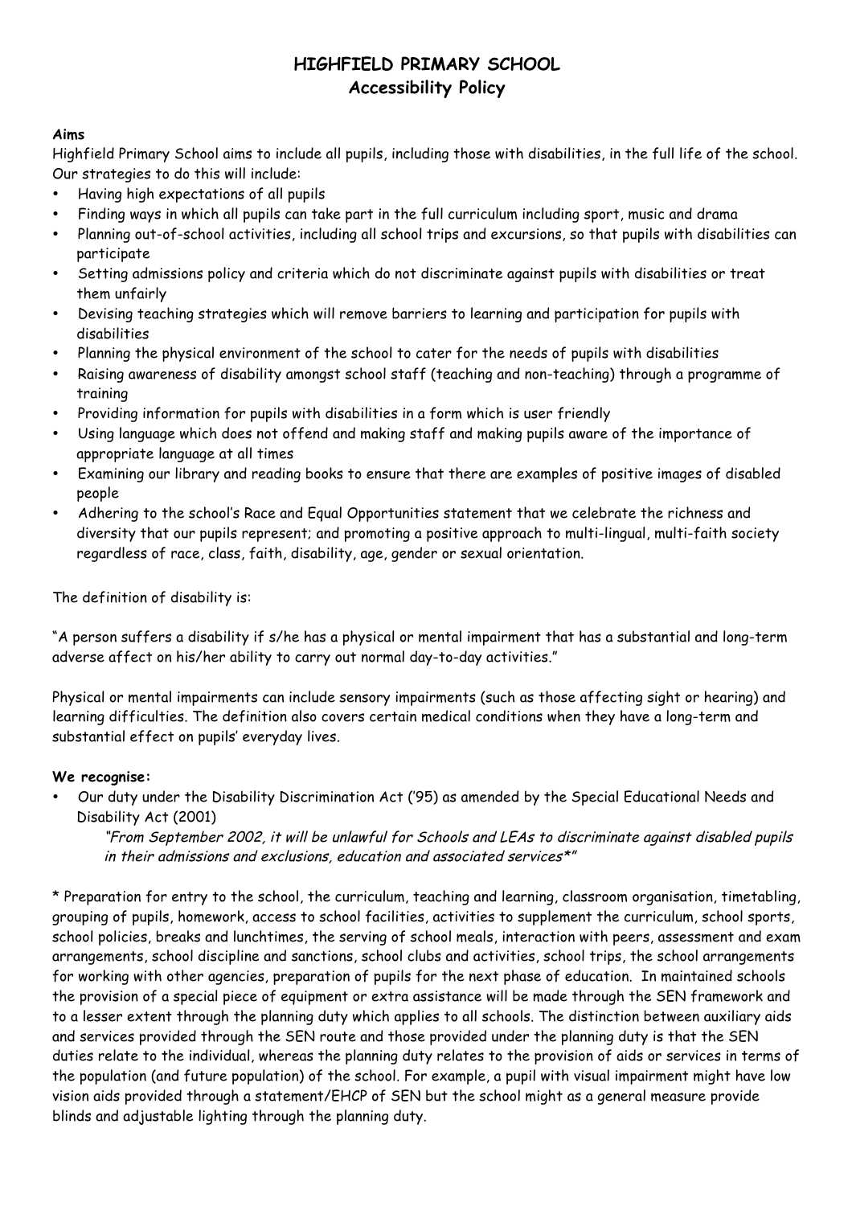# HIGHFIELD PRIMARY SCHOOL
## Accessibility Policy

**Aims**

Highfield Primary School aims to include all pupils, including those with disabilities, in the full life of the school. Our strategies to do this will include:

- Having high expectations of all pupils
- Finding ways in which all pupils can take part in the full curriculum including sport, music and drama
- Planning out-of-school activities, including all school trips and excursions, so that pupils with disabilities can participate
- Setting admissions policy and criteria which do not discriminate against pupils with disabilities or treat them unfairly
- Devising teaching strategies which will remove barriers to learning and participation for pupils with disabilities
- Planning the physical environment of the school to cater for the needs of pupils with disabilities
- Raising awareness of disability amongst school staff (teaching and non-teaching) through a programme of training
- Providing information for pupils with disabilities in a form which is user friendly
- Using language which does not offend and making staff and making pupils aware of the importance of appropriate language at all times
- Examining our library and reading books to ensure that there are examples of positive images of disabled people
- Adhering to the school's Race and Equal Opportunities statement that we celebrate the richness and diversity that our pupils represent; and promoting a positive approach to multi-lingual, multi-faith society regardless of race, class, faith, disability, age, gender or sexual orientation.

The definition of disability is:

"A person suffers a disability if s/he has a physical or mental impairment that has a substantial and long-term adverse affect on his/her ability to carry out normal day-to-day activities."

Physical or mental impairments can include sensory impairments (such as those affecting sight or hearing) and learning difficulties. The definition also covers certain medical conditions when they have a long-term and substantial effect on pupils' everyday lives.

**We recognise:**

- Our duty under the Disability Discrimination Act ('95) as amended by the Special Educational Needs and Disability Act (2001)

  *"From September 2002, it will be unlawful for Schools and LEAs to discriminate against disabled pupils in their admissions and exclusions, education and associated services*"*

* Preparation for entry to the school, the curriculum, teaching and learning, classroom organisation, timetabling, grouping of pupils, homework, access to school facilities, activities to supplement the curriculum, school sports, school policies, breaks and lunchtimes, the serving of school meals, interaction with peers, assessment and exam arrangements, school discipline and sanctions, school clubs and activities, school trips, the school arrangements for working with other agencies, preparation of pupils for the next phase of education. In maintained schools the provision of a special piece of equipment or extra assistance will be made through the SEN framework and to a lesser extent through the planning duty which applies to all schools. The distinction between auxiliary aids and services provided through the SEN route and those provided under the planning duty is that the SEN duties relate to the individual, whereas the planning duty relates to the provision of aids or services in terms of the population (and future population) of the school. For example, a pupil with visual impairment might have low vision aids provided through a statement/EHCP of SEN but the school might as a general measure provide blinds and adjustable lighting through the planning duty.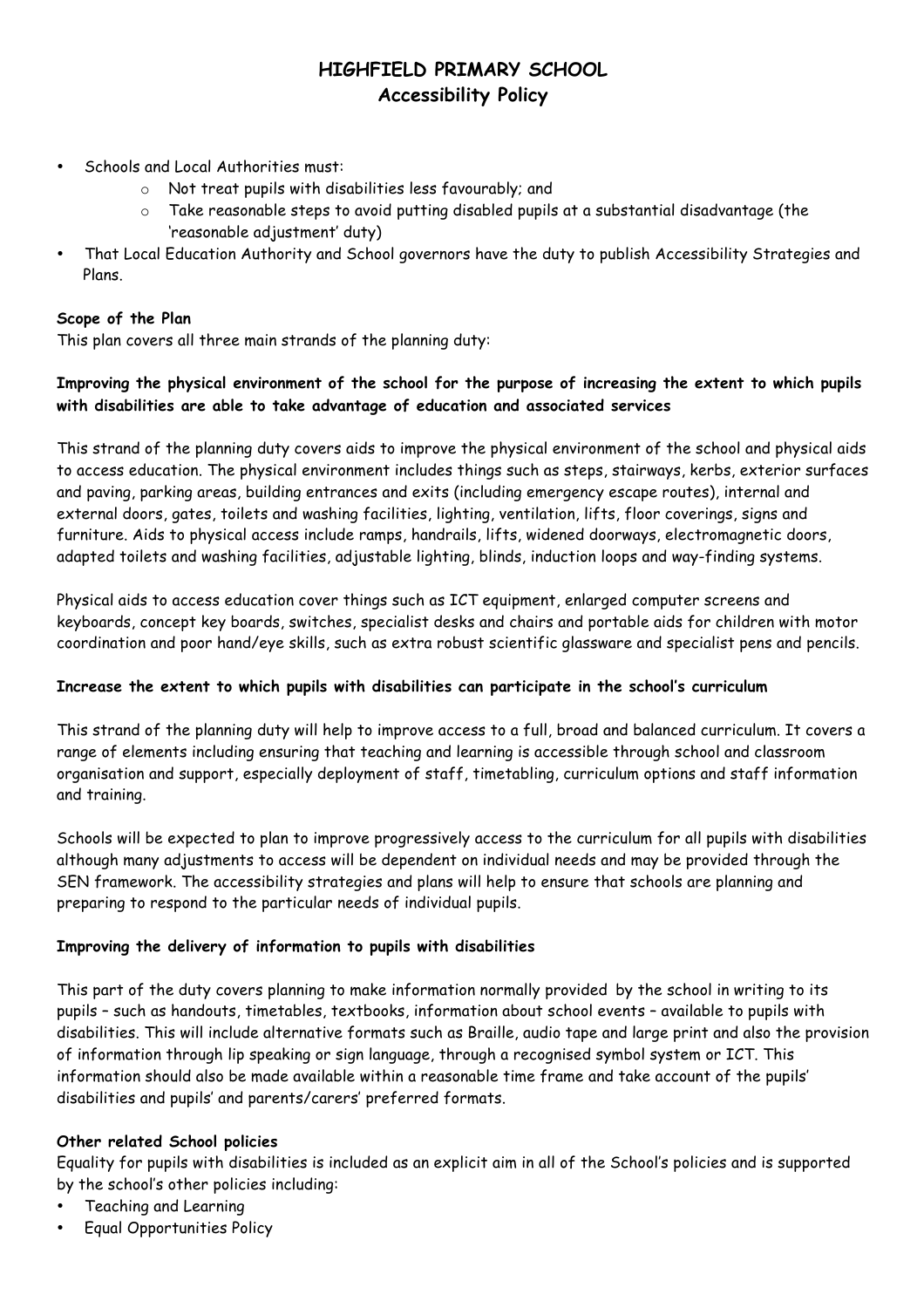# HIGHFIELD PRIMARY SCHOOL
## Accessibility Policy

- Schools and Local Authorities must:
  - Not treat pupils with disabilities less favourably; and
  - Take reasonable steps to avoid putting disabled pupils at a substantial disadvantage (the 'reasonable adjustment' duty)
- That Local Education Authority and School governors have the duty to publish Accessibility Strategies and Plans.

**Scope of the Plan**

This plan covers all three main strands of the planning duty:

**Improving the physical environment of the school for the purpose of increasing the extent to which pupils with disabilities are able to take advantage of education and associated services**

This strand of the planning duty covers aids to improve the physical environment of the school and physical aids to access education. The physical environment includes things such as steps, stairways, kerbs, exterior surfaces and paving, parking areas, building entrances and exits (including emergency escape routes), internal and external doors, gates, toilets and washing facilities, lighting, ventilation, lifts, floor coverings, signs and furniture. Aids to physical access include ramps, handrails, lifts, widened doorways, electromagnetic doors, adapted toilets and washing facilities, adjustable lighting, blinds, induction loops and way-finding systems.

Physical aids to access education cover things such as ICT equipment, enlarged computer screens and keyboards, concept key boards, switches, specialist desks and chairs and portable aids for children with motor coordination and poor hand/eye skills, such as extra robust scientific glassware and specialist pens and pencils.

**Increase the extent to which pupils with disabilities can participate in the school's curriculum**

This strand of the planning duty will help to improve access to a full, broad and balanced curriculum. It covers a range of elements including ensuring that teaching and learning is accessible through school and classroom organisation and support, especially deployment of staff, timetabling, curriculum options and staff information and training.

Schools will be expected to plan to improve progressively access to the curriculum for all pupils with disabilities although many adjustments to access will be dependent on individual needs and may be provided through the SEN framework. The accessibility strategies and plans will help to ensure that schools are planning and preparing to respond to the particular needs of individual pupils.

**Improving the delivery of information to pupils with disabilities**

This part of the duty covers planning to make information normally provided by the school in writing to its pupils – such as handouts, timetables, textbooks, information about school events – available to pupils with disabilities. This will include alternative formats such as Braille, audio tape and large print and also the provision of information through lip speaking or sign language, through a recognised symbol system or ICT. This information should also be made available within a reasonable time frame and take account of the pupils' disabilities and pupils' and parents/carers' preferred formats.

**Other related School policies**

Equality for pupils with disabilities is included as an explicit aim in all of the School's policies and is supported by the school's other policies including:

- Teaching and Learning
- Equal Opportunities Policy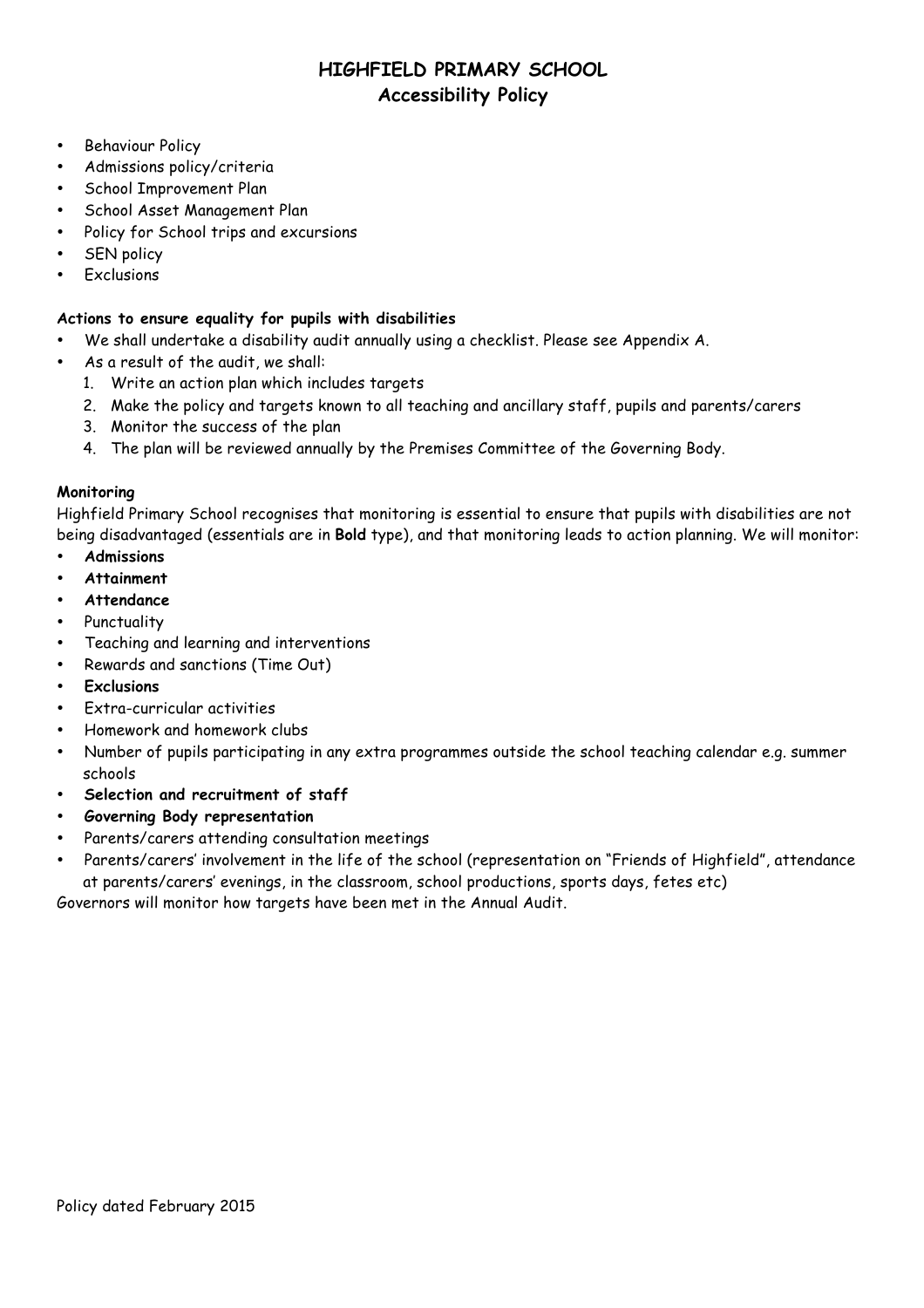# HIGHFIELD PRIMARY SCHOOL
## Accessibility Policy

- Behaviour Policy
- Admissions policy/criteria
- School Improvement Plan
- School Asset Management Plan
- Policy for School trips and excursions
- SEN policy
- Exclusions

**Actions to ensure equality for pupils with disabilities**

- We shall undertake a disability audit annually using a checklist. Please see Appendix A.
- As a result of the audit, we shall:
  1. Write an action plan which includes targets
  2. Make the policy and targets known to all teaching and ancillary staff, pupils and parents/carers
  3. Monitor the success of the plan
  4. The plan will be reviewed annually by the Premises Committee of the Governing Body.

**Monitoring**

Highfield Primary School recognises that monitoring is essential to ensure that pupils with disabilities are not being disadvantaged (essentials are in **Bold** type), and that monitoring leads to action planning. We will monitor:

- **Admissions**
- **Attainment**
- **Attendance**
- Punctuality
- Teaching and learning and interventions
- Rewards and sanctions (Time Out)
- **Exclusions**
- Extra-curricular activities
- Homework and homework clubs
- Number of pupils participating in any extra programmes outside the school teaching calendar e.g. summer schools
- **Selection and recruitment of staff**
- **Governing Body representation**
- Parents/carers attending consultation meetings
- Parents/carers' involvement in the life of the school (representation on "Friends of Highfield", attendance at parents/carers' evenings, in the classroom, school productions, sports days, fetes etc)

Governors will monitor how targets have been met in the Annual Audit.

Policy dated February 2015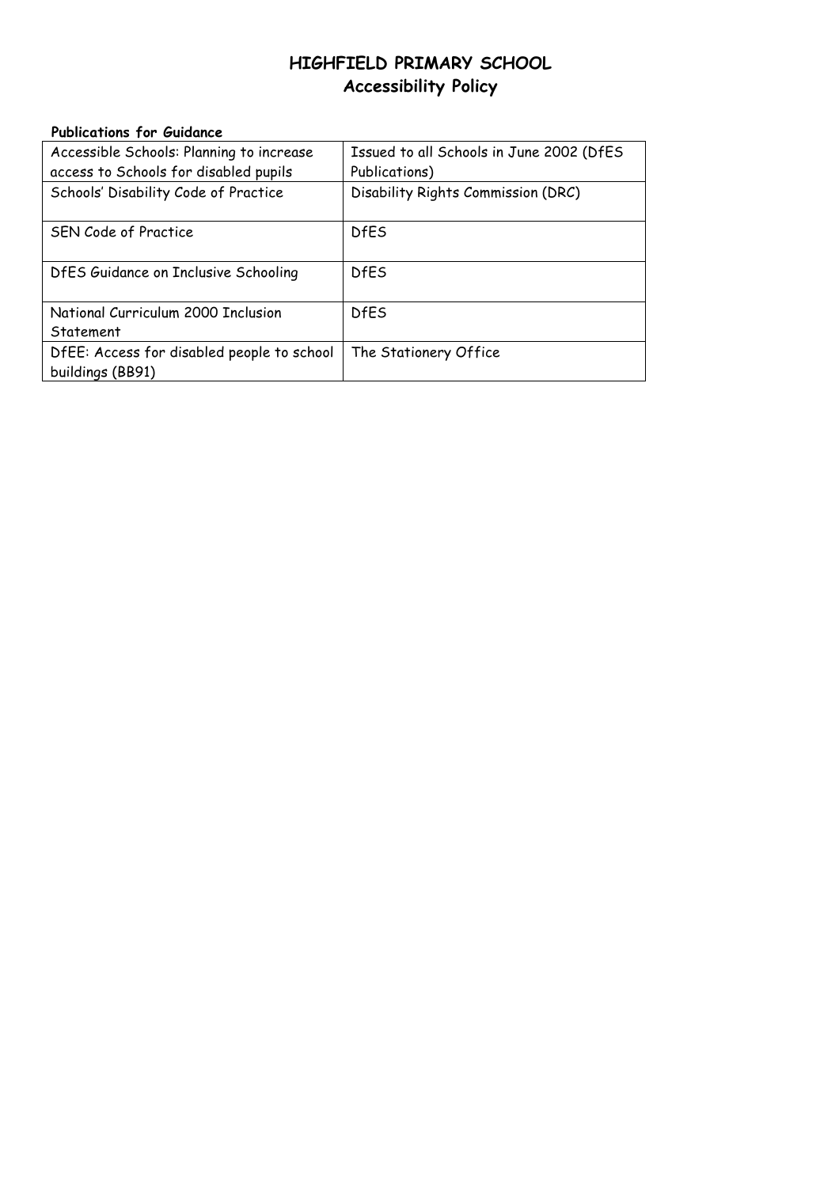# HIGHFIELD PRIMARY SCHOOL
## Accessibility Policy

**Publications for Guidance**

| | |
|---|---|
| Accessible Schools: Planning to increase access to Schools for disabled pupils | Issued to all Schools in June 2002 (DfES Publications) |
| Schools' Disability Code of Practice | Disability Rights Commission (DRC) |
| SEN Code of Practice | DfES |
| DfES Guidance on Inclusive Schooling | DfES |
| National Curriculum 2000 Inclusion Statement | DfES |
| DfEE: Access for disabled people to school buildings (BB91) | The Stationery Office |